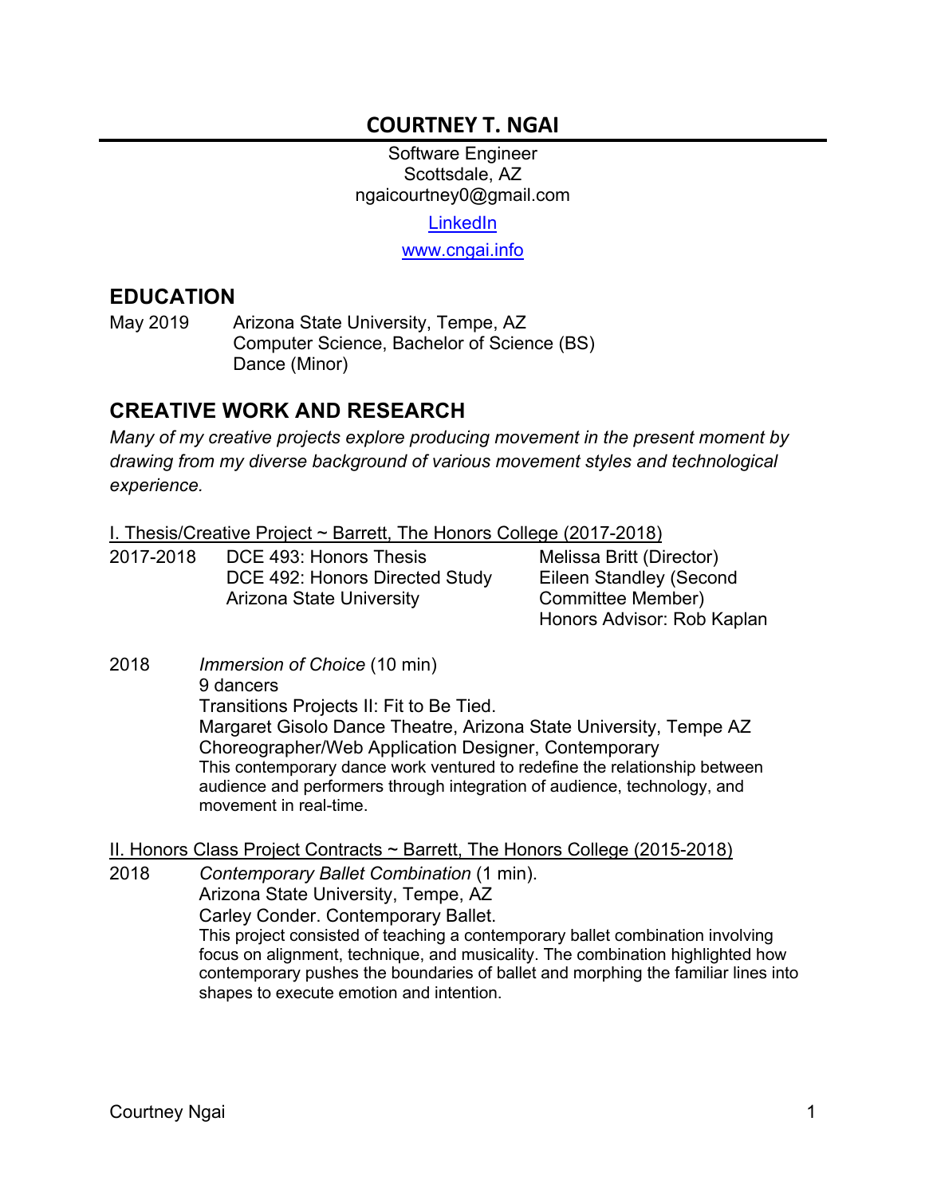# COURTNEY T. NGAI

Software Engineer
Scottsdale, AZ
ngaicourtney0@gmail.com

[LinkedIn]

[www.cngai.info]

## EDUCATION

May 2019 Arizona State University, Tempe, AZ
Computer Science, Bachelor of Science (BS)
Dance (Minor)

## CREATIVE WORK AND RESEARCH

*Many of my creative projects explore producing movement in the present moment by drawing from my diverse background of various movement styles and technological experience.*

### I. Thesis/Creative Project ~ Barrett, The Honors College (2017-2018)

| 2017-2018 | DCE 493: Honors Thesis<br>DCE 492: Honors Directed Study<br>Arizona State University | Melissa Britt (Director)<br>Eileen Standley (Second Committee Member)<br>Honors Advisor: Rob Kaplan |
|---|---|---|

2018 *Immersion of Choice* (10 min)
9 dancers
Transitions Projects II: Fit to Be Tied.
Margaret Gisolo Dance Theatre, Arizona State University, Tempe AZ
Choreographer/Web Application Designer, Contemporary
This contemporary dance work ventured to redefine the relationship between audience and performers through integration of audience, technology, and movement in real-time.

### II. Honors Class Project Contracts ~ Barrett, The Honors College (2015-2018)

2018 *Contemporary Ballet Combination* (1 min).
Arizona State University, Tempe, AZ
Carley Conder. Contemporary Ballet.
This project consisted of teaching a contemporary ballet combination involving focus on alignment, technique, and musicality. The combination highlighted how contemporary pushes the boundaries of ballet and morphing the familiar lines into shapes to execute emotion and intention.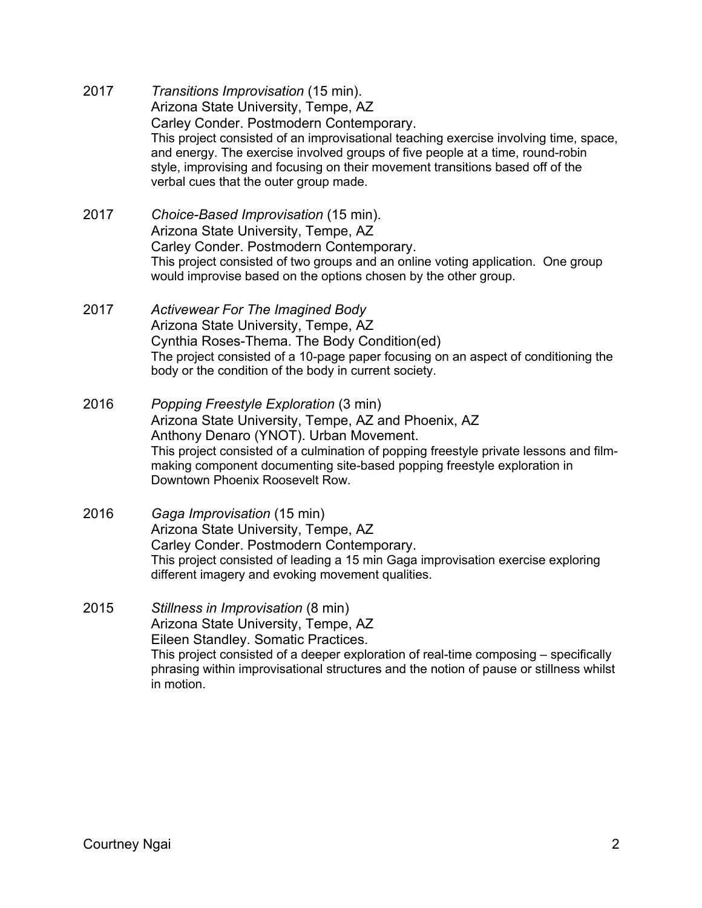2017 *Transitions Improvisation* (15 min).
Arizona State University, Tempe, AZ
Carley Conder. Postmodern Contemporary.
This project consisted of an improvisational teaching exercise involving time, space, and energy. The exercise involved groups of five people at a time, round-robin style, improvising and focusing on their movement transitions based off of the verbal cues that the outer group made.

2017 *Choice-Based Improvisation* (15 min).
Arizona State University, Tempe, AZ
Carley Conder. Postmodern Contemporary.
This project consisted of two groups and an online voting application. One group would improvise based on the options chosen by the other group.

2017 *Activewear For The Imagined Body*
Arizona State University, Tempe, AZ
Cynthia Roses-Thema. The Body Condition(ed)
The project consisted of a 10-page paper focusing on an aspect of conditioning the body or the condition of the body in current society.

2016 *Popping Freestyle Exploration* (3 min)
Arizona State University, Tempe, AZ and Phoenix, AZ
Anthony Denaro (YNOT). Urban Movement.
This project consisted of a culmination of popping freestyle private lessons and film-making component documenting site-based popping freestyle exploration in Downtown Phoenix Roosevelt Row.

2016 *Gaga Improvisation* (15 min)
Arizona State University, Tempe, AZ
Carley Conder. Postmodern Contemporary.
This project consisted of leading a 15 min Gaga improvisation exercise exploring different imagery and evoking movement qualities.

2015 *Stillness in Improvisation* (8 min)
Arizona State University, Tempe, AZ
Eileen Standley. Somatic Practices.
This project consisted of a deeper exploration of real-time composing – specifically phrasing within improvisational structures and the notion of pause or stillness whilst in motion.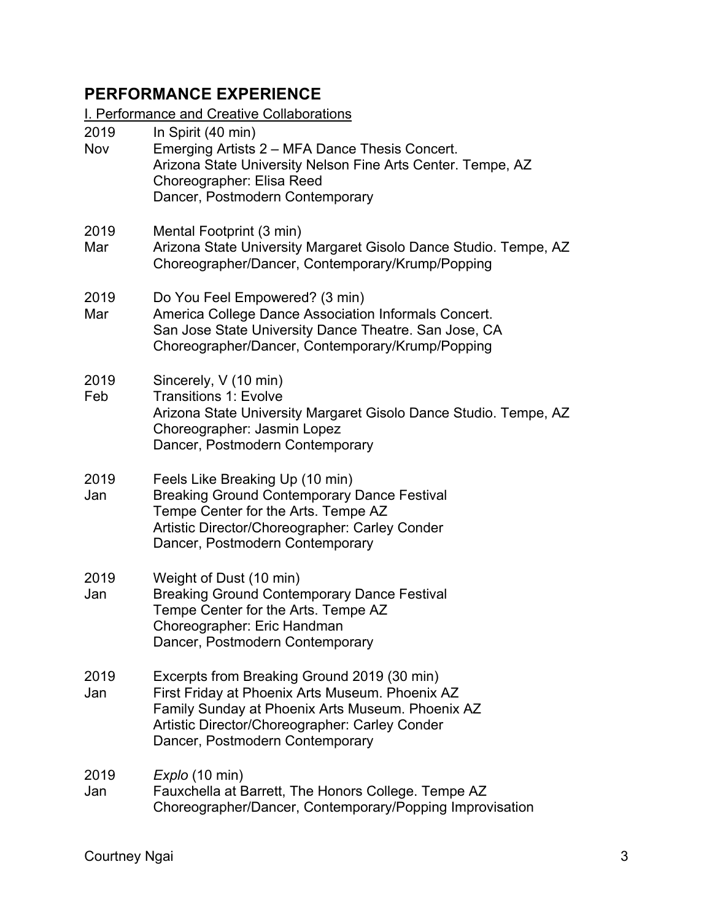## PERFORMANCE EXPERIENCE

I. Performance and Creative Collaborations

2019 Nov
In Spirit (40 min)
Emerging Artists 2 – MFA Dance Thesis Concert.
Arizona State University Nelson Fine Arts Center. Tempe, AZ
Choreographer: Elisa Reed
Dancer, Postmodern Contemporary

2019 Mar
Mental Footprint (3 min)
Arizona State University Margaret Gisolo Dance Studio. Tempe, AZ
Choreographer/Dancer, Contemporary/Krump/Popping

2019 Mar
Do You Feel Empowered? (3 min)
America College Dance Association Informals Concert.
San Jose State University Dance Theatre. San Jose, CA
Choreographer/Dancer, Contemporary/Krump/Popping

2019 Feb
Sincerely, V (10 min)
Transitions 1: Evolve
Arizona State University Margaret Gisolo Dance Studio. Tempe, AZ
Choreographer: Jasmin Lopez
Dancer, Postmodern Contemporary

2019 Jan
Feels Like Breaking Up (10 min)
Breaking Ground Contemporary Dance Festival
Tempe Center for the Arts. Tempe AZ
Artistic Director/Choreographer: Carley Conder
Dancer, Postmodern Contemporary

2019 Jan
Weight of Dust (10 min)
Breaking Ground Contemporary Dance Festival
Tempe Center for the Arts. Tempe AZ
Choreographer: Eric Handman
Dancer, Postmodern Contemporary

2019 Jan
Excerpts from Breaking Ground 2019 (30 min)
First Friday at Phoenix Arts Museum. Phoenix AZ
Family Sunday at Phoenix Arts Museum. Phoenix AZ
Artistic Director/Choreographer: Carley Conder
Dancer, Postmodern Contemporary

2019 Jan
*Explo* (10 min)
Fauxchella at Barrett, The Honors College. Tempe AZ
Choreographer/Dancer, Contemporary/Popping Improvisation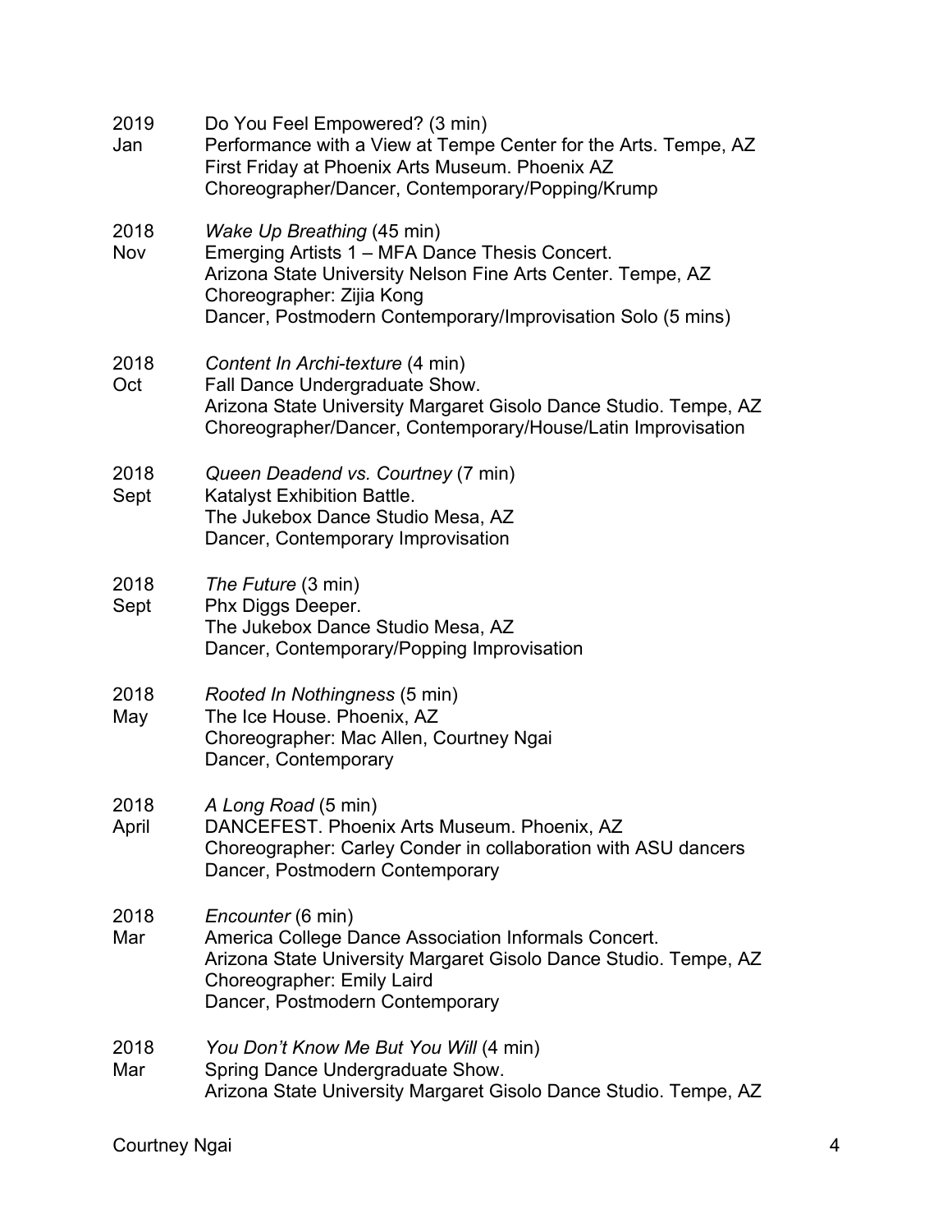2019 Jan
Do You Feel Empowered? (3 min)
Performance with a View at Tempe Center for the Arts. Tempe, AZ
First Friday at Phoenix Arts Museum. Phoenix AZ
Choreographer/Dancer, Contemporary/Popping/Krump

2018 Nov
*Wake Up Breathing* (45 min)
Emerging Artists 1 – MFA Dance Thesis Concert.
Arizona State University Nelson Fine Arts Center. Tempe, AZ
Choreographer: Zijia Kong
Dancer, Postmodern Contemporary/Improvisation Solo (5 mins)

2018 Oct
*Content In Archi-texture* (4 min)
Fall Dance Undergraduate Show.
Arizona State University Margaret Gisolo Dance Studio. Tempe, AZ
Choreographer/Dancer, Contemporary/House/Latin Improvisation

2018 Sept
*Queen Deadend vs. Courtney* (7 min)
Katalyst Exhibition Battle.
The Jukebox Dance Studio Mesa, AZ
Dancer, Contemporary Improvisation

2018 Sept
*The Future* (3 min)
Phx Diggs Deeper.
The Jukebox Dance Studio Mesa, AZ
Dancer, Contemporary/Popping Improvisation

2018 May
*Rooted In Nothingness* (5 min)
The Ice House. Phoenix, AZ
Choreographer: Mac Allen, Courtney Ngai
Dancer, Contemporary

2018 April
*A Long Road* (5 min)
DANCEFEST. Phoenix Arts Museum. Phoenix, AZ
Choreographer: Carley Conder in collaboration with ASU dancers
Dancer, Postmodern Contemporary

2018 Mar
*Encounter* (6 min)
America College Dance Association Informals Concert.
Arizona State University Margaret Gisolo Dance Studio. Tempe, AZ
Choreographer: Emily Laird
Dancer, Postmodern Contemporary

2018 Mar
*You Don't Know Me But You Will* (4 min)
Spring Dance Undergraduate Show.
Arizona State University Margaret Gisolo Dance Studio. Tempe, AZ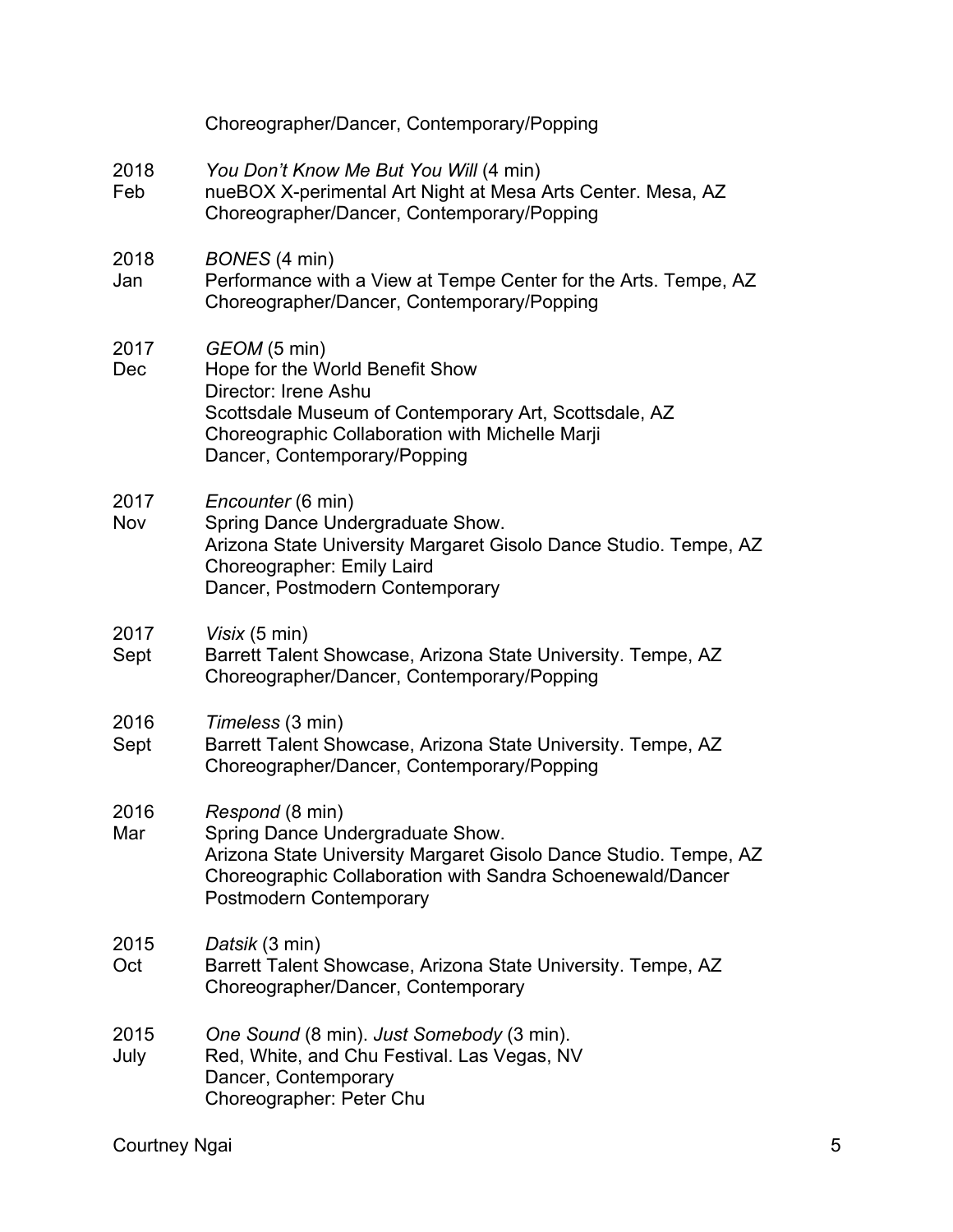Choreographer/Dancer, Contemporary/Popping

2018 Feb
*You Don't Know Me But You Will* (4 min)
nueBOX X-perimental Art Night at Mesa Arts Center. Mesa, AZ
Choreographer/Dancer, Contemporary/Popping

2018 Jan
*BONES* (4 min)
Performance with a View at Tempe Center for the Arts. Tempe, AZ
Choreographer/Dancer, Contemporary/Popping

2017 Dec
*GEOM* (5 min)
Hope for the World Benefit Show
Director: Irene Ashu
Scottsdale Museum of Contemporary Art, Scottsdale, AZ
Choreographic Collaboration with Michelle Marji
Dancer, Contemporary/Popping

2017 Nov
*Encounter* (6 min)
Spring Dance Undergraduate Show.
Arizona State University Margaret Gisolo Dance Studio. Tempe, AZ
Choreographer: Emily Laird
Dancer, Postmodern Contemporary

2017 Sept
*Visix* (5 min)
Barrett Talent Showcase, Arizona State University. Tempe, AZ
Choreographer/Dancer, Contemporary/Popping

2016 Sept
*Timeless* (3 min)
Barrett Talent Showcase, Arizona State University. Tempe, AZ
Choreographer/Dancer, Contemporary/Popping

2016 Mar
*Respond* (8 min)
Spring Dance Undergraduate Show.
Arizona State University Margaret Gisolo Dance Studio. Tempe, AZ
Choreographic Collaboration with Sandra Schoenewald/Dancer
Postmodern Contemporary

2015 Oct
*Datsik* (3 min)
Barrett Talent Showcase, Arizona State University. Tempe, AZ
Choreographer/Dancer, Contemporary

2015 July
*One Sound* (8 min). *Just Somebody* (3 min).
Red, White, and Chu Festival. Las Vegas, NV
Dancer, Contemporary
Choreographer: Peter Chu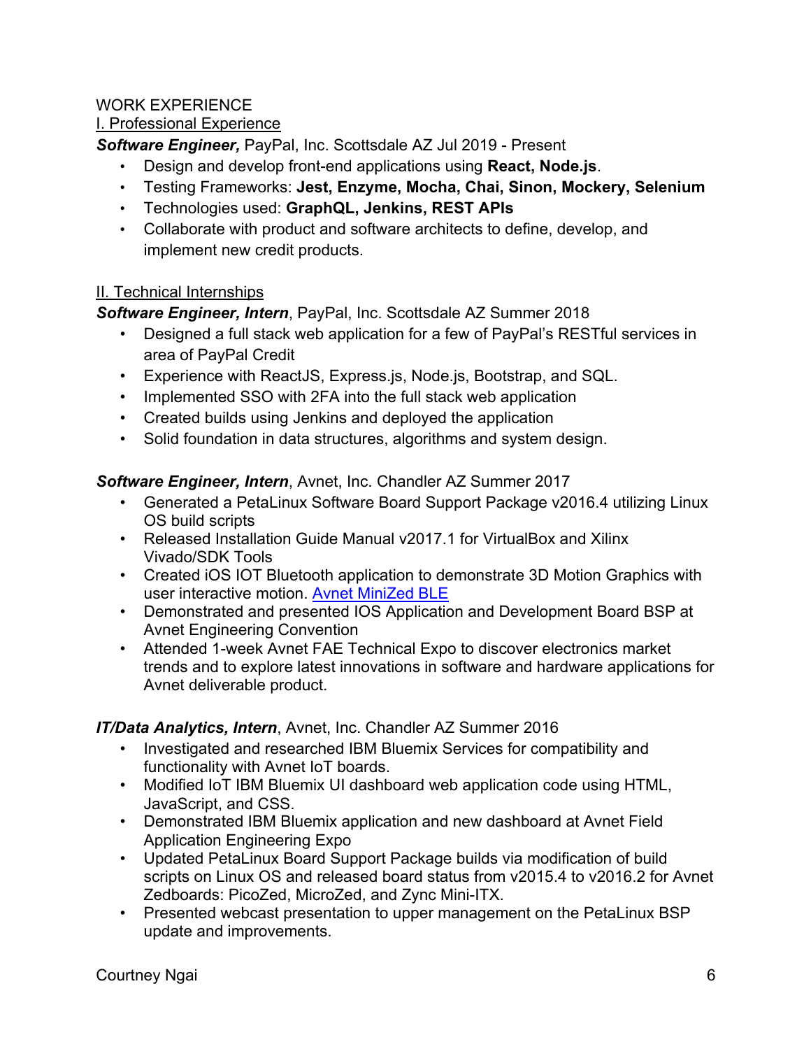WORK EXPERIENCE

<u>I. Professional Experience</u>

***Software Engineer,*** PayPal, Inc. Scottsdale AZ Jul 2019 - Present

- Design and develop front-end applications using **React, Node.js**.
- Testing Frameworks: **Jest, Enzyme, Mocha, Chai, Sinon, Mockery, Selenium**
- Technologies used: **GraphQL, Jenkins, REST APIs**
- Collaborate with product and software architects to define, develop, and implement new credit products.

<u>II. Technical Internships</u>

***Software Engineer, Intern***, PayPal, Inc. Scottsdale AZ Summer 2018

- Designed a full stack web application for a few of PayPal's RESTful services in area of PayPal Credit
- Experience with ReactJS, Express.js, Node.js, Bootstrap, and SQL.
- Implemented SSO with 2FA into the full stack web application
- Created builds using Jenkins and deployed the application
- Solid foundation in data structures, algorithms and system design.

***Software Engineer, Intern***, Avnet, Inc. Chandler AZ Summer 2017

- Generated a PetaLinux Software Board Support Package v2016.4 utilizing Linux OS build scripts
- Released Installation Guide Manual v2017.1 for VirtualBox and Xilinx Vivado/SDK Tools
- Created iOS IOT Bluetooth application to demonstrate 3D Motion Graphics with user interactive motion. Avnet MiniZed BLE
- Demonstrated and presented IOS Application and Development Board BSP at Avnet Engineering Convention
- Attended 1-week Avnet FAE Technical Expo to discover electronics market trends and to explore latest innovations in software and hardware applications for Avnet deliverable product.

***IT/Data Analytics, Intern***, Avnet, Inc. Chandler AZ Summer 2016

- Investigated and researched IBM Bluemix Services for compatibility and functionality with Avnet IoT boards.
- Modified IoT IBM Bluemix UI dashboard web application code using HTML, JavaScript, and CSS.
- Demonstrated IBM Bluemix application and new dashboard at Avnet Field Application Engineering Expo
- Updated PetaLinux Board Support Package builds via modification of build scripts on Linux OS and released board status from v2015.4 to v2016.2 for Avnet Zedboards: PicoZed, MicroZed, and Zync Mini-ITX.
- Presented webcast presentation to upper management on the PetaLinux BSP update and improvements.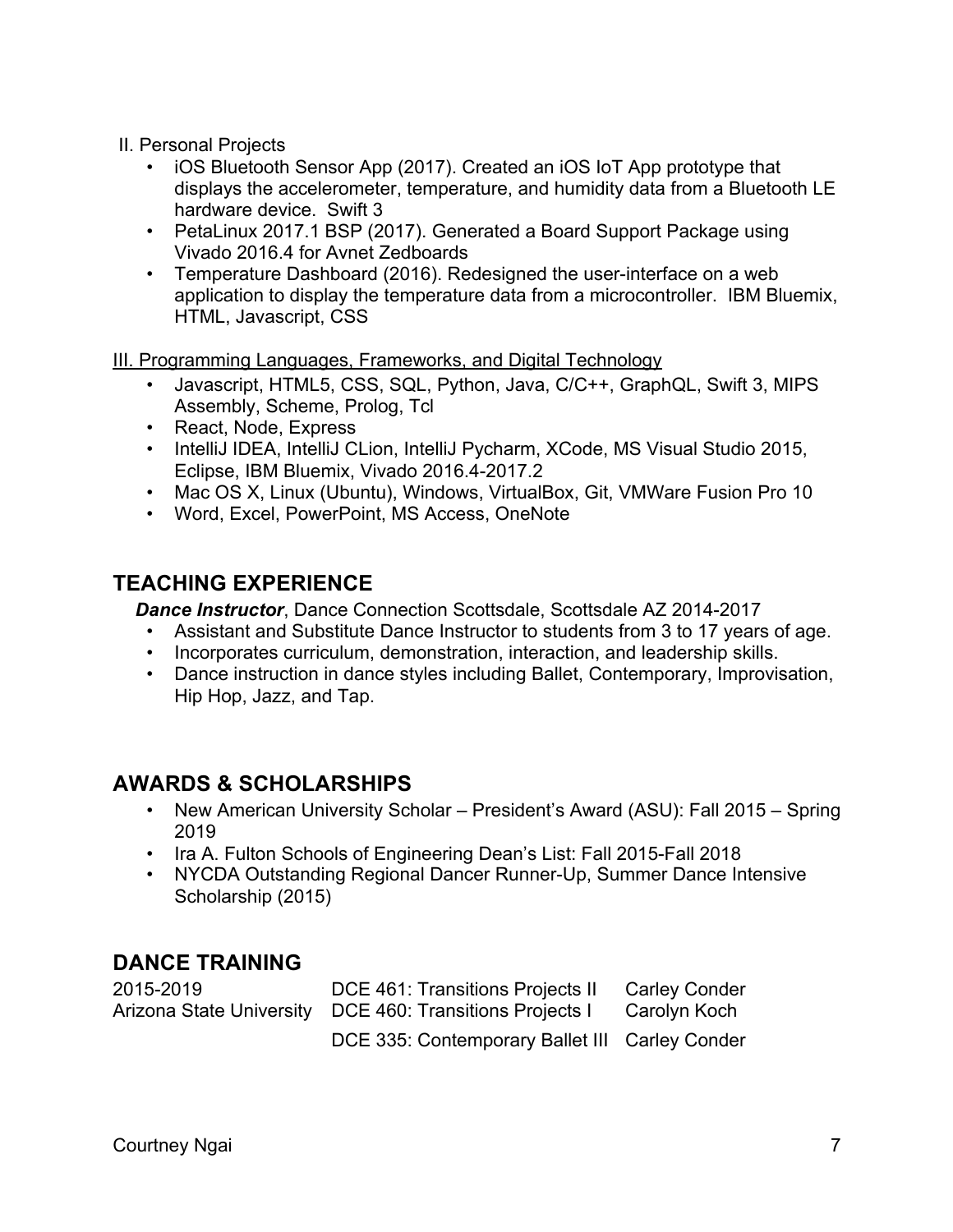II. Personal Projects

- iOS Bluetooth Sensor App (2017). Created an iOS IoT App prototype that displays the accelerometer, temperature, and humidity data from a Bluetooth LE hardware device. Swift 3
- PetaLinux 2017.1 BSP (2017). Generated a Board Support Package using Vivado 2016.4 for Avnet Zedboards
- Temperature Dashboard (2016). Redesigned the user-interface on a web application to display the temperature data from a microcontroller. IBM Bluemix, HTML, Javascript, CSS

III. Programming Languages, Frameworks, and Digital Technology

- Javascript, HTML5, CSS, SQL, Python, Java, C/C++, GraphQL, Swift 3, MIPS Assembly, Scheme, Prolog, Tcl
- React, Node, Express
- IntelliJ IDEA, IntelliJ CLion, IntelliJ Pycharm, XCode, MS Visual Studio 2015, Eclipse, IBM Bluemix, Vivado 2016.4-2017.2
- Mac OS X, Linux (Ubuntu), Windows, VirtualBox, Git, VMWare Fusion Pro 10
- Word, Excel, PowerPoint, MS Access, OneNote

## TEACHING EXPERIENCE

***Dance Instructor***, Dance Connection Scottsdale, Scottsdale AZ 2014-2017

- Assistant and Substitute Dance Instructor to students from 3 to 17 years of age.
- Incorporates curriculum, demonstration, interaction, and leadership skills.
- Dance instruction in dance styles including Ballet, Contemporary, Improvisation, Hip Hop, Jazz, and Tap.

## AWARDS & SCHOLARSHIPS

- New American University Scholar – President's Award (ASU): Fall 2015 – Spring 2019
- Ira A. Fulton Schools of Engineering Dean's List: Fall 2015-Fall 2018
- NYCDA Outstanding Regional Dancer Runner-Up, Summer Dance Intensive Scholarship (2015)

## DANCE TRAINING

| | | |
|---|---|---|
| 2015-2019 | DCE 461: Transitions Projects II | Carley Conder |
| Arizona State University | DCE 460: Transitions Projects I | Carolyn Koch |
| | DCE 335: Contemporary Ballet III | Carley Conder |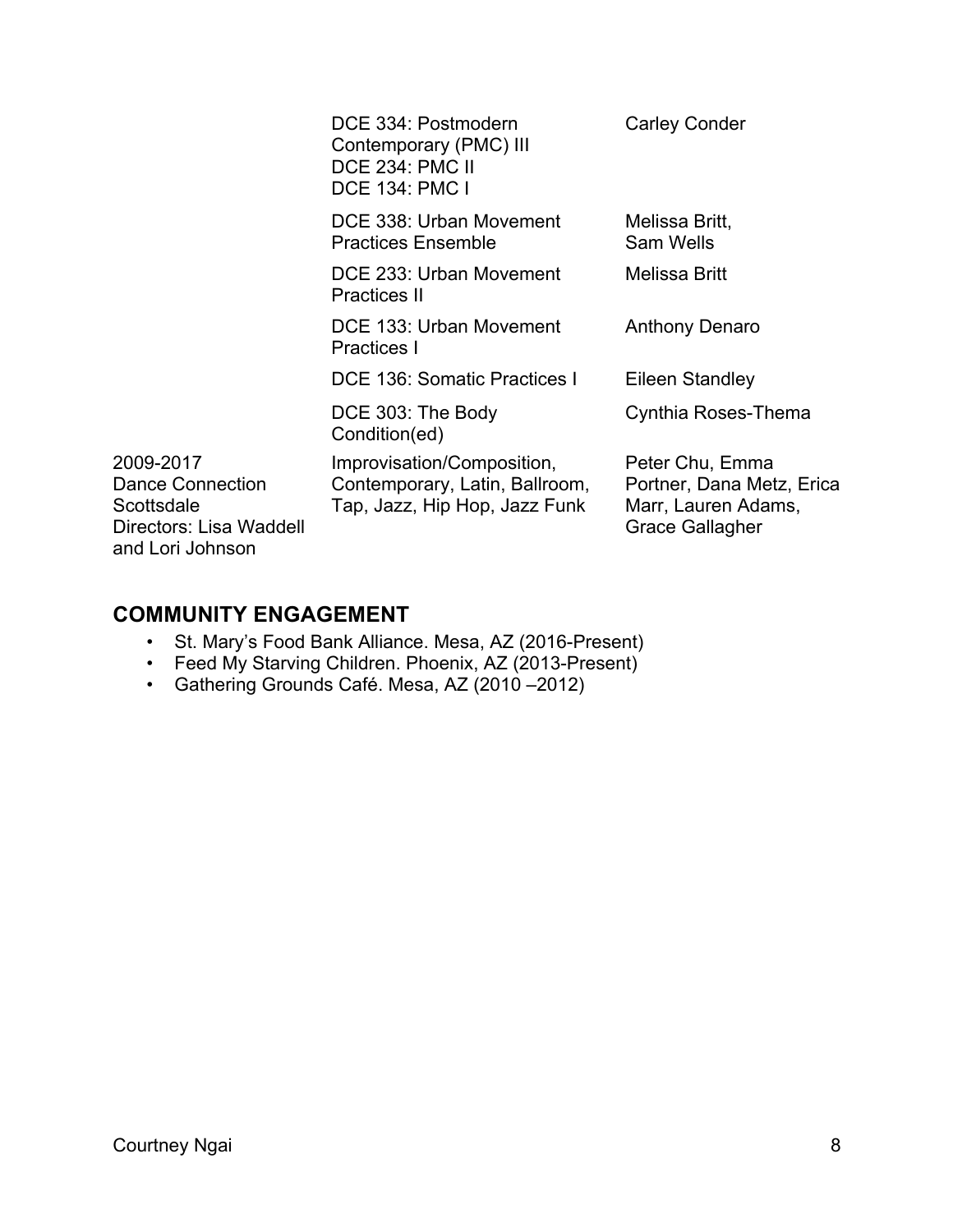| | | |
|---|---|---|
| | DCE 334: Postmodern Contemporary (PMC) III<br>DCE 234: PMC II<br>DCE 134: PMC I | Carley Conder |
| | DCE 338: Urban Movement Practices Ensemble | Melissa Britt, Sam Wells |
| | DCE 233: Urban Movement Practices II | Melissa Britt |
| | DCE 133: Urban Movement Practices I | Anthony Denaro |
| | DCE 136: Somatic Practices I | Eileen Standley |
| | DCE 303: The Body Condition(ed) | Cynthia Roses-Thema |
| 2009-2017<br>Dance Connection Scottsdale<br>Directors: Lisa Waddell and Lori Johnson | Improvisation/Composition, Contemporary, Latin, Ballroom, Tap, Jazz, Hip Hop, Jazz Funk | Peter Chu, Emma Portner, Dana Metz, Erica Marr, Lauren Adams, Grace Gallagher |

## COMMUNITY ENGAGEMENT

- St. Mary's Food Bank Alliance. Mesa, AZ (2016-Present)
- Feed My Starving Children. Phoenix, AZ (2013-Present)
- Gathering Grounds Café. Mesa, AZ (2010 –2012)